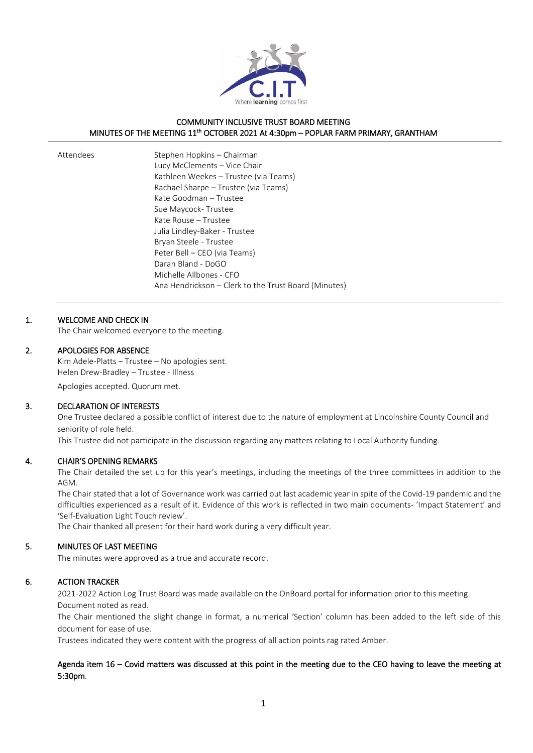# COMMUNITY INCLUSIVE TRUST BOARD MEETING
## MINUTES OF THE MEETING 11th OCTOBER 2021 At 4:30pm – POPLAR FARM PRIMARY, GRANTHAM

Attendees

Stephen Hopkins – Chairman
Lucy McClements – Vice Chair
Kathleen Weekes – Trustee (via Teams)
Rachael Sharpe – Trustee (via Teams)
Kate Goodman – Trustee
Sue Maycock- Trustee
Kate Rouse – Trustee
Julia Lindley-Baker - Trustee
Bryan Steele - Trustee
Peter Bell – CEO (via Teams)
Daran Bland - DoGO
Michelle Allbones - CFO
Ana Hendrickson – Clerk to the Trust Board (Minutes)

### 1. WELCOME AND CHECK IN

The Chair welcomed everyone to the meeting.

### 2. APOLOGIES FOR ABSENCE

Kim Adele-Platts – Trustee – No apologies sent.
Helen Drew-Bradley – Trustee - Illness

Apologies accepted. Quorum met.

### 3. DECLARATION OF INTERESTS

One Trustee declared a possible conflict of interest due to the nature of employment at Lincolnshire County Council and seniority of role held.

This Trustee did not participate in the discussion regarding any matters relating to Local Authority funding.

### 4. CHAIR'S OPENING REMARKS

The Chair detailed the set up for this year's meetings, including the meetings of the three committees in addition to the AGM.

The Chair stated that a lot of Governance work was carried out last academic year in spite of the Covid-19 pandemic and the difficulties experienced as a result of it. Evidence of this work is reflected in two main documents- 'Impact Statement' and 'Self-Evaluation Light Touch review'.

The Chair thanked all present for their hard work during a very difficult year.

### 5. MINUTES OF LAST MEETING

The minutes were approved as a true and accurate record.

### 6. ACTION TRACKER

2021-2022 Action Log Trust Board was made available on the OnBoard portal for information prior to this meeting.
Document noted as read.

The Chair mentioned the slight change in format, a numerical 'Section' column has been added to the left side of this document for ease of use.

Trustees indicated they were content with the progress of all action points rag rated Amber.

**Agenda item 16 – Covid matters was discussed at this point in the meeting due to the CEO having to leave the meeting at 5:30pm.**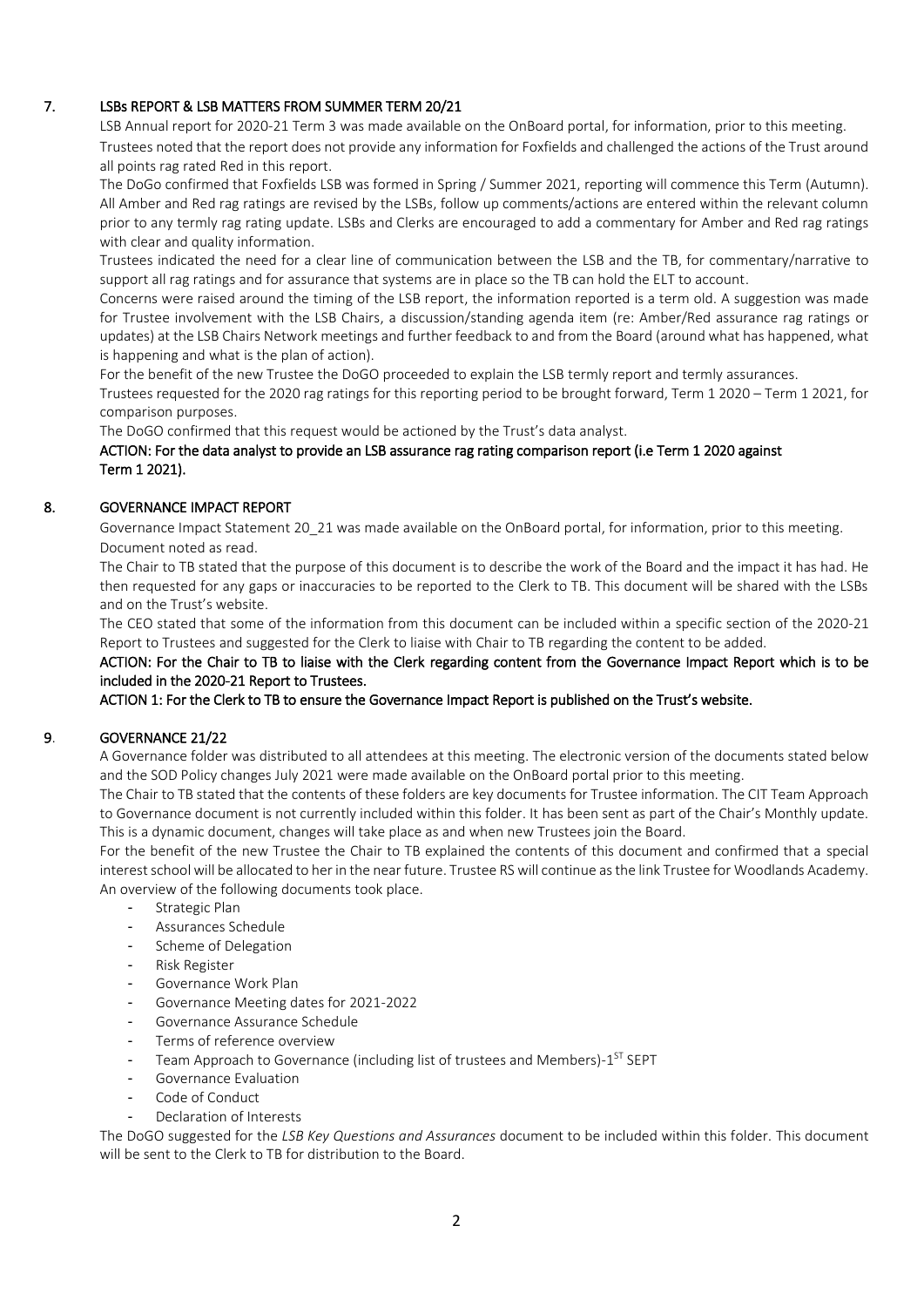## 7. LSBs REPORT & LSB MATTERS FROM SUMMER TERM 20/21

LSB Annual report for 2020-21 Term 3 was made available on the OnBoard portal, for information, prior to this meeting.

Trustees noted that the report does not provide any information for Foxfields and challenged the actions of the Trust around all points rag rated Red in this report.

The DoGo confirmed that Foxfields LSB was formed in Spring / Summer 2021, reporting will commence this Term (Autumn). All Amber and Red rag ratings are revised by the LSBs, follow up comments/actions are entered within the relevant column prior to any termly rag rating update. LSBs and Clerks are encouraged to add a commentary for Amber and Red rag ratings with clear and quality information.

Trustees indicated the need for a clear line of communication between the LSB and the TB, for commentary/narrative to support all rag ratings and for assurance that systems are in place so the TB can hold the ELT to account.

Concerns were raised around the timing of the LSB report, the information reported is a term old. A suggestion was made for Trustee involvement with the LSB Chairs, a discussion/standing agenda item (re: Amber/Red assurance rag ratings or updates) at the LSB Chairs Network meetings and further feedback to and from the Board (around what has happened, what is happening and what is the plan of action).

For the benefit of the new Trustee the DoGO proceeded to explain the LSB termly report and termly assurances.

Trustees requested for the 2020 rag ratings for this reporting period to be brought forward, Term 1 2020 – Term 1 2021, for comparison purposes.

The DoGO confirmed that this request would be actioned by the Trust's data analyst.

**ACTION: For the data analyst to provide an LSB assurance rag rating comparison report (i.e Term 1 2020 against Term 1 2021).**

## 8. GOVERNANCE IMPACT REPORT

Governance Impact Statement 20_21 was made available on the OnBoard portal, for information, prior to this meeting. Document noted as read.

The Chair to TB stated that the purpose of this document is to describe the work of the Board and the impact it has had. He then requested for any gaps or inaccuracies to be reported to the Clerk to TB. This document will be shared with the LSBs and on the Trust's website.

The CEO stated that some of the information from this document can be included within a specific section of the 2020-21 Report to Trustees and suggested for the Clerk to liaise with Chair to TB regarding the content to be added.

**ACTION: For the Chair to TB to liaise with the Clerk regarding content from the Governance Impact Report which is to be included in the 2020-21 Report to Trustees.**

**ACTION 1: For the Clerk to TB to ensure the Governance Impact Report is published on the Trust's website.**

## 9. GOVERNANCE 21/22

A Governance folder was distributed to all attendees at this meeting. The electronic version of the documents stated below and the SOD Policy changes July 2021 were made available on the OnBoard portal prior to this meeting.

The Chair to TB stated that the contents of these folders are key documents for Trustee information. The CIT Team Approach to Governance document is not currently included within this folder. It has been sent as part of the Chair's Monthly update. This is a dynamic document, changes will take place as and when new Trustees join the Board.

For the benefit of the new Trustee the Chair to TB explained the contents of this document and confirmed that a special interest school will be allocated to her in the near future. Trustee RS will continue as the link Trustee for Woodlands Academy.

An overview of the following documents took place.

- Strategic Plan
- Assurances Schedule
- Scheme of Delegation
- Risk Register
- Governance Work Plan
- Governance Meeting dates for 2021-2022
- Governance Assurance Schedule
- Terms of reference overview
- Team Approach to Governance (including list of trustees and Members)-1ST SEPT
- Governance Evaluation
- Code of Conduct
- Declaration of Interests

The DoGO suggested for the *LSB Key Questions and Assurances* document to be included within this folder. This document will be sent to the Clerk to TB for distribution to the Board.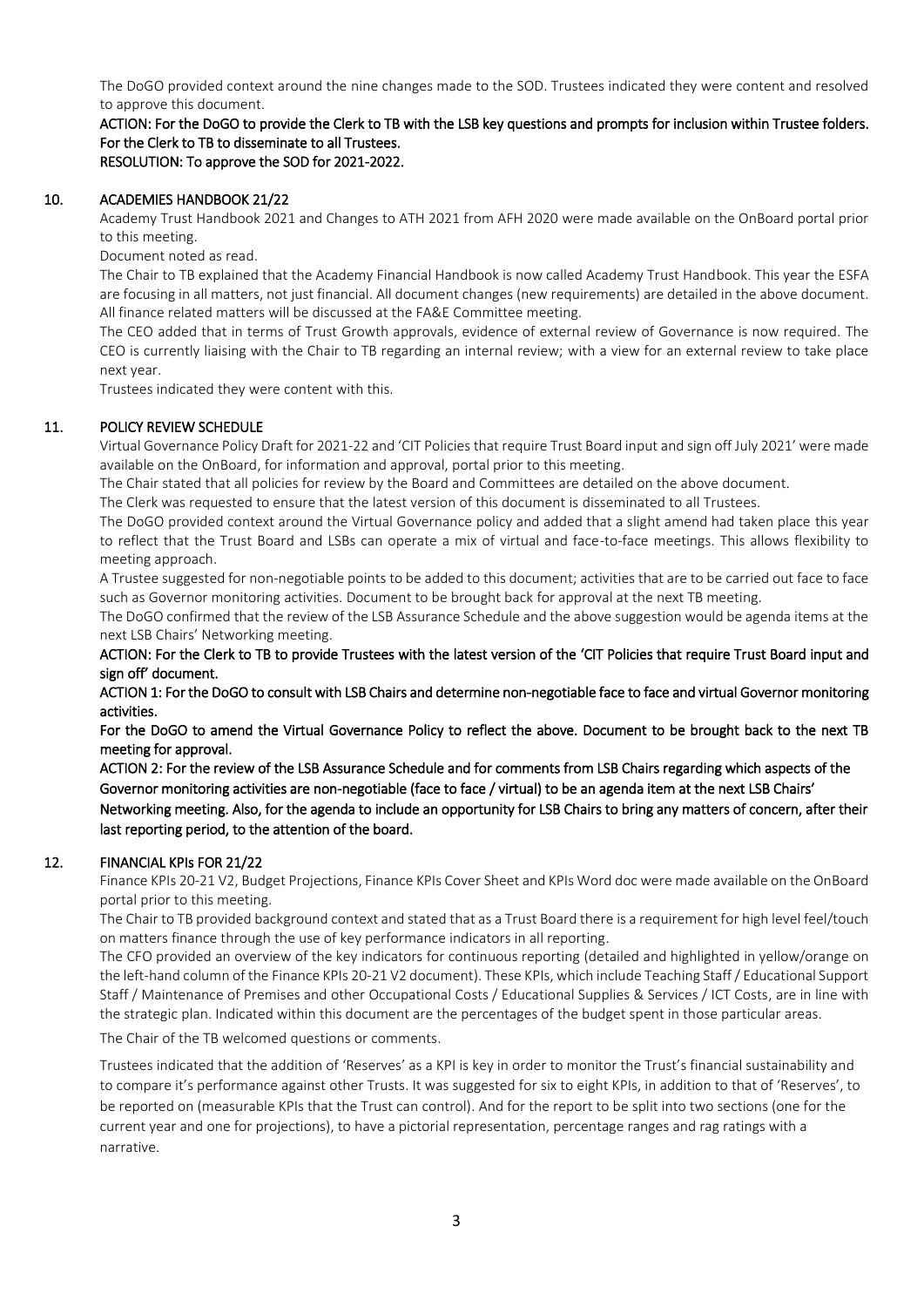The DoGO provided context around the nine changes made to the SOD. Trustees indicated they were content and resolved to approve this document.

**ACTION: For the DoGO to provide the Clerk to TB with the LSB key questions and prompts for inclusion within Trustee folders. For the Clerk to TB to disseminate to all Trustees.**

**RESOLUTION: To approve the SOD for 2021-2022.**

## 10. ACADEMIES HANDBOOK 21/22

Academy Trust Handbook 2021 and Changes to ATH 2021 from AFH 2020 were made available on the OnBoard portal prior to this meeting.

Document noted as read.

The Chair to TB explained that the Academy Financial Handbook is now called Academy Trust Handbook. This year the ESFA are focusing in all matters, not just financial. All document changes (new requirements) are detailed in the above document. All finance related matters will be discussed at the FA&E Committee meeting.

The CEO added that in terms of Trust Growth approvals, evidence of external review of Governance is now required. The CEO is currently liaising with the Chair to TB regarding an internal review; with a view for an external review to take place next year.

Trustees indicated they were content with this.

## 11. POLICY REVIEW SCHEDULE

Virtual Governance Policy Draft for 2021-22 and 'CIT Policies that require Trust Board input and sign off July 2021' were made available on the OnBoard, for information and approval, portal prior to this meeting.

The Chair stated that all policies for review by the Board and Committees are detailed on the above document.

The Clerk was requested to ensure that the latest version of this document is disseminated to all Trustees.

The DoGO provided context around the Virtual Governance policy and added that a slight amend had taken place this year to reflect that the Trust Board and LSBs can operate a mix of virtual and face-to-face meetings. This allows flexibility to meeting approach.

A Trustee suggested for non-negotiable points to be added to this document; activities that are to be carried out face to face such as Governor monitoring activities. Document to be brought back for approval at the next TB meeting.

The DoGO confirmed that the review of the LSB Assurance Schedule and the above suggestion would be agenda items at the next LSB Chairs' Networking meeting.

**ACTION: For the Clerk to TB to provide Trustees with the latest version of the 'CIT Policies that require Trust Board input and sign off' document.**

**ACTION 1: For the DoGO to consult with LSB Chairs and determine non-negotiable face to face and virtual Governor monitoring activities.**

**For the DoGO to amend the Virtual Governance Policy to reflect the above. Document to be brought back to the next TB meeting for approval.**

**ACTION 2: For the review of the LSB Assurance Schedule and for comments from LSB Chairs regarding which aspects of the Governor monitoring activities are non-negotiable (face to face / virtual) to be an agenda item at the next LSB Chairs' Networking meeting. Also, for the agenda to include an opportunity for LSB Chairs to bring any matters of concern, after their last reporting period, to the attention of the board.**

## 12. FINANCIAL KPIs FOR 21/22

Finance KPIs 20-21 V2, Budget Projections, Finance KPIs Cover Sheet and KPIs Word doc were made available on the OnBoard portal prior to this meeting.

The Chair to TB provided background context and stated that as a Trust Board there is a requirement for high level feel/touch on matters finance through the use of key performance indicators in all reporting.

The CFO provided an overview of the key indicators for continuous reporting (detailed and highlighted in yellow/orange on the left-hand column of the Finance KPIs 20-21 V2 document). These KPIs, which include Teaching Staff / Educational Support Staff / Maintenance of Premises and other Occupational Costs / Educational Supplies & Services / ICT Costs, are in line with the strategic plan. Indicated within this document are the percentages of the budget spent in those particular areas.

The Chair of the TB welcomed questions or comments.

Trustees indicated that the addition of 'Reserves' as a KPI is key in order to monitor the Trust's financial sustainability and to compare it's performance against other Trusts. It was suggested for six to eight KPIs, in addition to that of 'Reserves', to be reported on (measurable KPIs that the Trust can control). And for the report to be split into two sections (one for the current year and one for projections), to have a pictorial representation, percentage ranges and rag ratings with a narrative.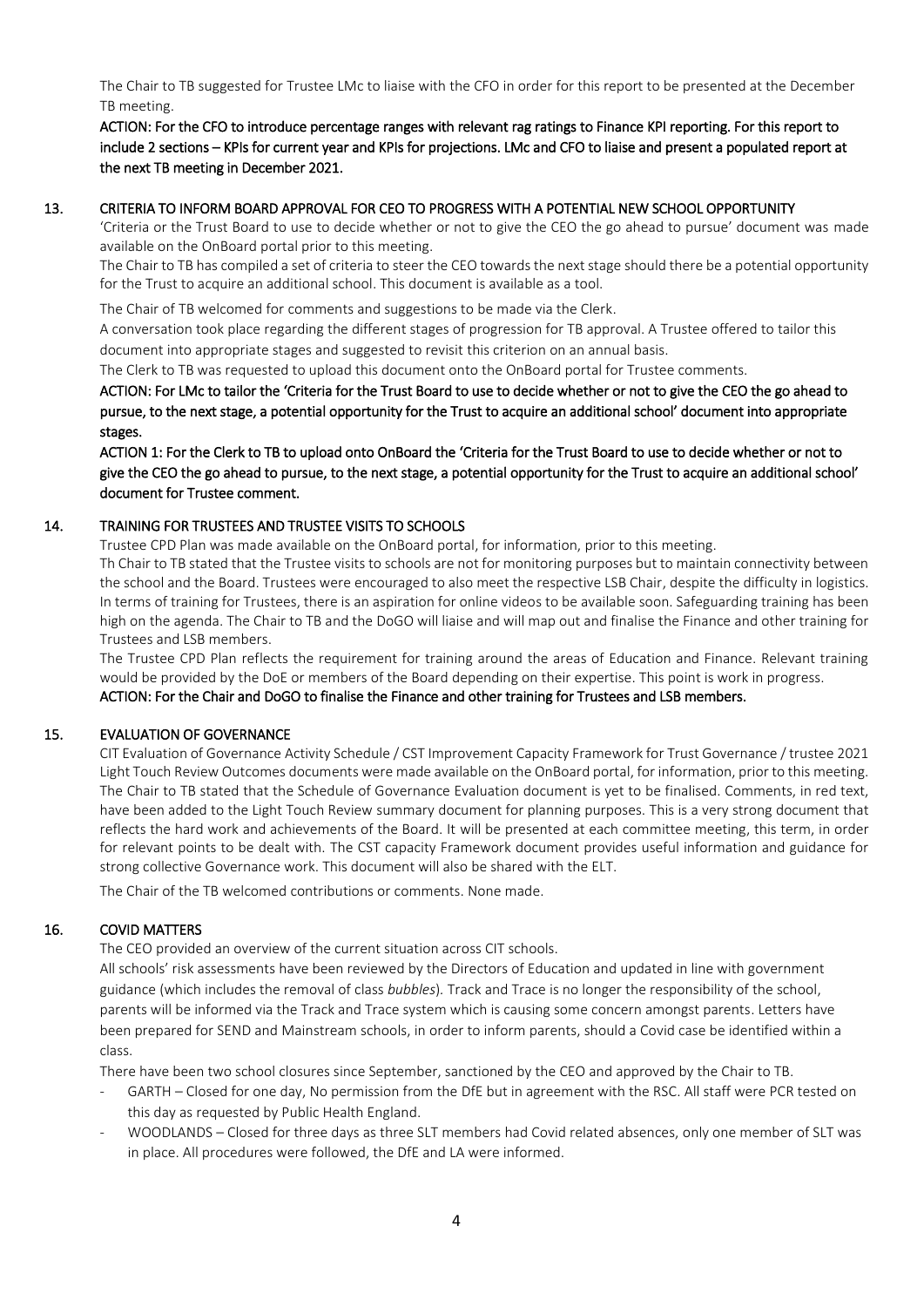The Chair to TB suggested for Trustee LMc to liaise with the CFO in order for this report to be presented at the December TB meeting.

**ACTION: For the CFO to introduce percentage ranges with relevant rag ratings to Finance KPI reporting. For this report to include 2 sections – KPIs for current year and KPIs for projections. LMc and CFO to liaise and present a populated report at the next TB meeting in December 2021.**

## 13. CRITERIA TO INFORM BOARD APPROVAL FOR CEO TO PROGRESS WITH A POTENTIAL NEW SCHOOL OPPORTUNITY

'Criteria or the Trust Board to use to decide whether or not to give the CEO the go ahead to pursue' document was made available on the OnBoard portal prior to this meeting.

The Chair to TB has compiled a set of criteria to steer the CEO towards the next stage should there be a potential opportunity for the Trust to acquire an additional school. This document is available as a tool.

The Chair of TB welcomed for comments and suggestions to be made via the Clerk.

A conversation took place regarding the different stages of progression for TB approval. A Trustee offered to tailor this document into appropriate stages and suggested to revisit this criterion on an annual basis.

The Clerk to TB was requested to upload this document onto the OnBoard portal for Trustee comments.

**ACTION: For LMc to tailor the 'Criteria for the Trust Board to use to decide whether or not to give the CEO the go ahead to pursue, to the next stage, a potential opportunity for the Trust to acquire an additional school' document into appropriate stages.**

**ACTION 1: For the Clerk to TB to upload onto OnBoard the 'Criteria for the Trust Board to use to decide whether or not to give the CEO the go ahead to pursue, to the next stage, a potential opportunity for the Trust to acquire an additional school' document for Trustee comment.**

## 14. TRAINING FOR TRUSTEES AND TRUSTEE VISITS TO SCHOOLS

Trustee CPD Plan was made available on the OnBoard portal, for information, prior to this meeting.

Th Chair to TB stated that the Trustee visits to schools are not for monitoring purposes but to maintain connectivity between the school and the Board. Trustees were encouraged to also meet the respective LSB Chair, despite the difficulty in logistics. In terms of training for Trustees, there is an aspiration for online videos to be available soon. Safeguarding training has been high on the agenda. The Chair to TB and the DoGO will liaise and will map out and finalise the Finance and other training for Trustees and LSB members.

The Trustee CPD Plan reflects the requirement for training around the areas of Education and Finance. Relevant training would be provided by the DoE or members of the Board depending on their expertise. This point is work in progress.

**ACTION: For the Chair and DoGO to finalise the Finance and other training for Trustees and LSB members.**

## 15. EVALUATION OF GOVERNANCE

CIT Evaluation of Governance Activity Schedule / CST Improvement Capacity Framework for Trust Governance / trustee 2021 Light Touch Review Outcomes documents were made available on the OnBoard portal, for information, prior to this meeting.

The Chair to TB stated that the Schedule of Governance Evaluation document is yet to be finalised. Comments, in red text, have been added to the Light Touch Review summary document for planning purposes. This is a very strong document that reflects the hard work and achievements of the Board. It will be presented at each committee meeting, this term, in order for relevant points to be dealt with. The CST capacity Framework document provides useful information and guidance for strong collective Governance work. This document will also be shared with the ELT.

The Chair of the TB welcomed contributions or comments. None made.

## 16. COVID MATTERS

The CEO provided an overview of the current situation across CIT schools.

All schools' risk assessments have been reviewed by the Directors of Education and updated in line with government guidance (which includes the removal of class *bubbles*). Track and Trace is no longer the responsibility of the school, parents will be informed via the Track and Trace system which is causing some concern amongst parents. Letters have been prepared for SEND and Mainstream schools, in order to inform parents, should a Covid case be identified within a class.

There have been two school closures since September, sanctioned by the CEO and approved by the Chair to TB.

- GARTH – Closed for one day, No permission from the DfE but in agreement with the RSC. All staff were PCR tested on this day as requested by Public Health England.
- WOODLANDS – Closed for three days as three SLT members had Covid related absences, only one member of SLT was in place. All procedures were followed, the DfE and LA were informed.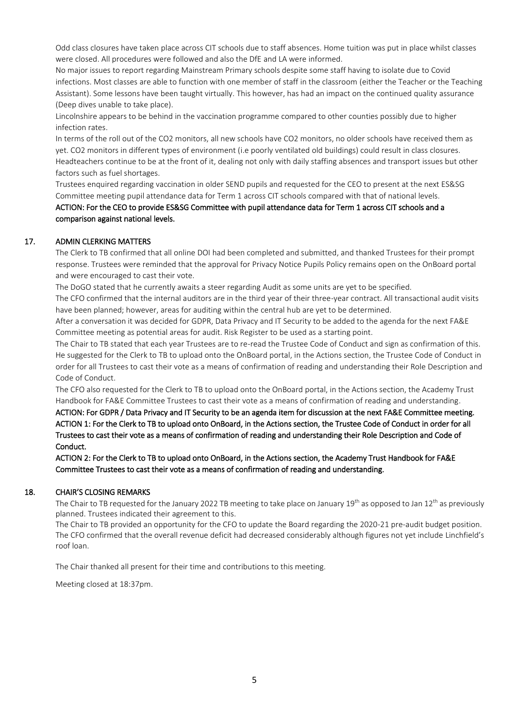Odd class closures have taken place across CIT schools due to staff absences. Home tuition was put in place whilst classes were closed. All procedures were followed and also the DfE and LA were informed.

No major issues to report regarding Mainstream Primary schools despite some staff having to isolate due to Covid infections. Most classes are able to function with one member of staff in the classroom (either the Teacher or the Teaching Assistant). Some lessons have been taught virtually. This however, has had an impact on the continued quality assurance (Deep dives unable to take place).

Lincolnshire appears to be behind in the vaccination programme compared to other counties possibly due to higher infection rates.

In terms of the roll out of the CO2 monitors, all new schools have CO2 monitors, no older schools have received them as yet. CO2 monitors in different types of environment (i.e poorly ventilated old buildings) could result in class closures.

Headteachers continue to be at the front of it, dealing not only with daily staffing absences and transport issues but other factors such as fuel shortages.

Trustees enquired regarding vaccination in older SEND pupils and requested for the CEO to present at the next ES&SG Committee meeting pupil attendance data for Term 1 across CIT schools compared with that of national levels.

**ACTION: For the CEO to provide ES&SG Committee with pupil attendance data for Term 1 across CIT schools and a comparison against national levels.**

## 17. ADMIN CLERKING MATTERS

The Clerk to TB confirmed that all online DOI had been completed and submitted, and thanked Trustees for their prompt response. Trustees were reminded that the approval for Privacy Notice Pupils Policy remains open on the OnBoard portal and were encouraged to cast their vote.

The DoGO stated that he currently awaits a steer regarding Audit as some units are yet to be specified.

The CFO confirmed that the internal auditors are in the third year of their three-year contract. All transactional audit visits have been planned; however, areas for auditing within the central hub are yet to be determined.

After a conversation it was decided for GDPR, Data Privacy and IT Security to be added to the agenda for the next FA&E Committee meeting as potential areas for audit. Risk Register to be used as a starting point.

The Chair to TB stated that each year Trustees are to re-read the Trustee Code of Conduct and sign as confirmation of this. He suggested for the Clerk to TB to upload onto the OnBoard portal, in the Actions section, the Trustee Code of Conduct in order for all Trustees to cast their vote as a means of confirmation of reading and understanding their Role Description and Code of Conduct.

The CFO also requested for the Clerk to TB to upload onto the OnBoard portal, in the Actions section, the Academy Trust Handbook for FA&E Committee Trustees to cast their vote as a means of confirmation of reading and understanding.

**ACTION: For GDPR / Data Privacy and IT Security to be an agenda item for discussion at the next FA&E Committee meeting.**
**ACTION 1: For the Clerk to TB to upload onto OnBoard, in the Actions section, the Trustee Code of Conduct in order for all Trustees to cast their vote as a means of confirmation of reading and understanding their Role Description and Code of Conduct.**

**ACTION 2: For the Clerk to TB to upload onto OnBoard, in the Actions section, the Academy Trust Handbook for FA&E Committee Trustees to cast their vote as a means of confirmation of reading and understanding.**

## 18. CHAIR'S CLOSING REMARKS

The Chair to TB requested for the January 2022 TB meeting to take place on January 19th as opposed to Jan 12th as previously planned. Trustees indicated their agreement to this.

The Chair to TB provided an opportunity for the CFO to update the Board regarding the 2020-21 pre-audit budget position. The CFO confirmed that the overall revenue deficit had decreased considerably although figures not yet include Linchfield's roof loan.

The Chair thanked all present for their time and contributions to this meeting.

Meeting closed at 18:37pm.